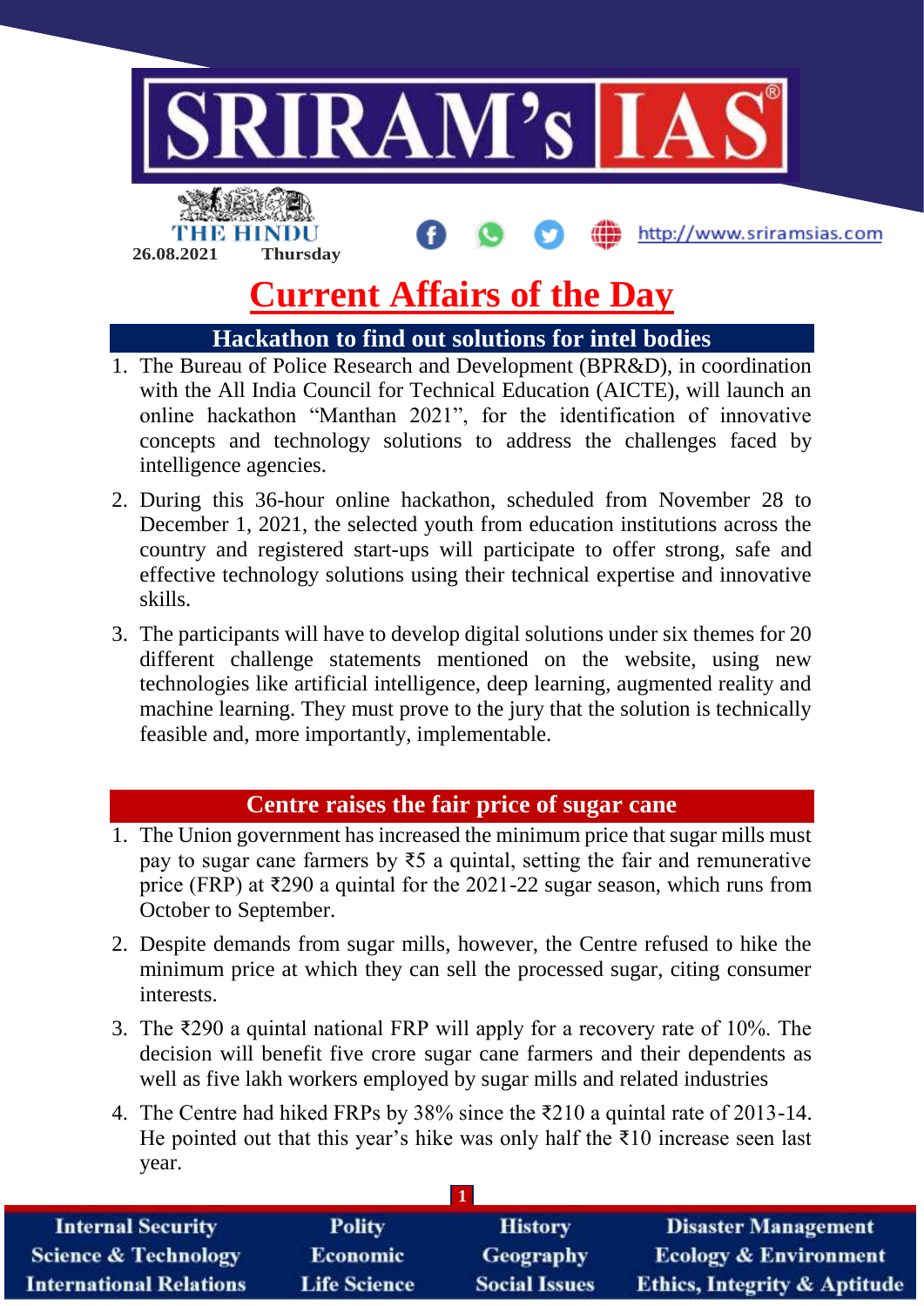26.08.2021 Thursday

# Current Affairs of the Day

## Hackathon to find out solutions for intel bodies

1. The Bureau of Police Research and Development (BPR&D), in coordination with the All India Council for Technical Education (AICTE), will launch an online hackathon "Manthan 2021", for the identification of innovative concepts and technology solutions to address the challenges faced by intelligence agencies.
2. During this 36-hour online hackathon, scheduled from November 28 to December 1, 2021, the selected youth from education institutions across the country and registered start-ups will participate to offer strong, safe and effective technology solutions using their technical expertise and innovative skills.
3. The participants will have to develop digital solutions under six themes for 20 different challenge statements mentioned on the website, using new technologies like artificial intelligence, deep learning, augmented reality and machine learning. They must prove to the jury that the solution is technically feasible and, more importantly, implementable.

## Centre raises the fair price of sugar cane

1. The Union government has increased the minimum price that sugar mills must pay to sugar cane farmers by ₹5 a quintal, setting the fair and remunerative price (FRP) at ₹290 a quintal for the 2021-22 sugar season, which runs from October to September.
2. Despite demands from sugar mills, however, the Centre refused to hike the minimum price at which they can sell the processed sugar, citing consumer interests.
3. The ₹290 a quintal national FRP will apply for a recovery rate of 10%. The decision will benefit five crore sugar cane farmers and their dependents as well as five lakh workers employed by sugar mills and related industries
4. The Centre had hiked FRPs by 38% since the ₹210 a quintal rate of 2013-14. He pointed out that this year's hike was only half the ₹10 increase seen last year.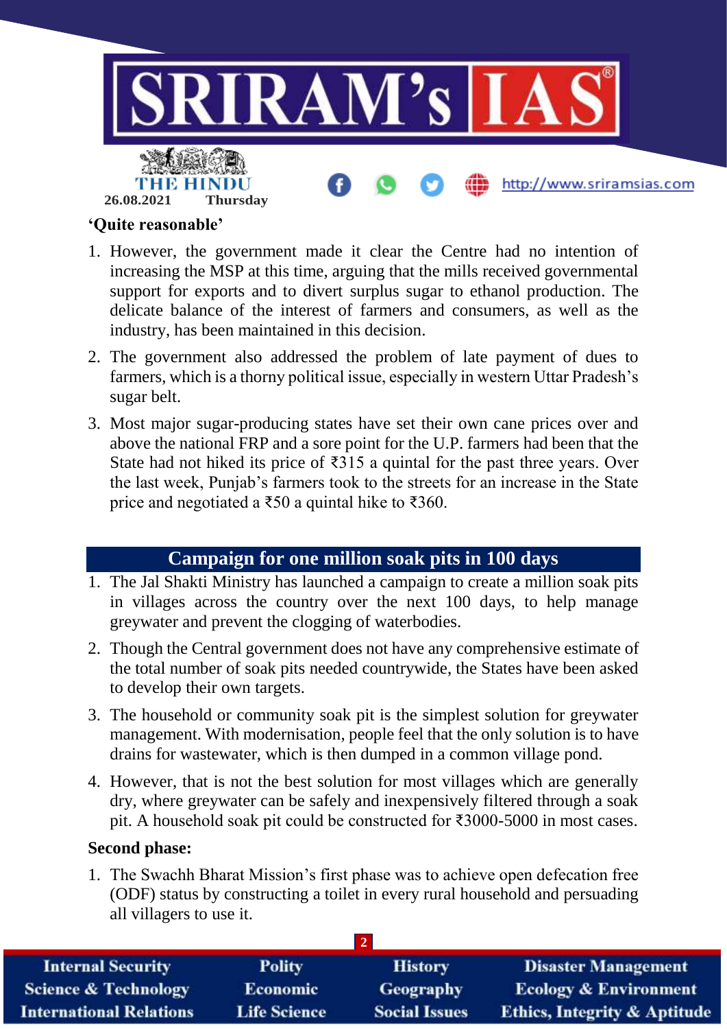**'Quite reasonable'**

1. However, the government made it clear the Centre had no intention of increasing the MSP at this time, arguing that the mills received governmental support for exports and to divert surplus sugar to ethanol production. The delicate balance of the interest of farmers and consumers, as well as the industry, has been maintained in this decision.
2. The government also addressed the problem of late payment of dues to farmers, which is a thorny political issue, especially in western Uttar Pradesh's sugar belt.
3. Most major sugar-producing states have set their own cane prices over and above the national FRP and a sore point for the U.P. farmers had been that the State had not hiked its price of ₹315 a quintal for the past three years. Over the last week, Punjab's farmers took to the streets for an increase in the State price and negotiated a ₹50 a quintal hike to ₹360.

## Campaign for one million soak pits in 100 days

1. The Jal Shakti Ministry has launched a campaign to create a million soak pits in villages across the country over the next 100 days, to help manage greywater and prevent the clogging of waterbodies.
2. Though the Central government does not have any comprehensive estimate of the total number of soak pits needed countrywide, the States have been asked to develop their own targets.
3. The household or community soak pit is the simplest solution for greywater management. With modernisation, people feel that the only solution is to have drains for wastewater, which is then dumped in a common village pond.
4. However, that is not the best solution for most villages which are generally dry, where greywater can be safely and inexpensively filtered through a soak pit. A household soak pit could be constructed for ₹3000-5000 in most cases.

**Second phase:**

1. The Swachh Bharat Mission's first phase was to achieve open defecation free (ODF) status by constructing a toilet in every rural household and persuading all villagers to use it.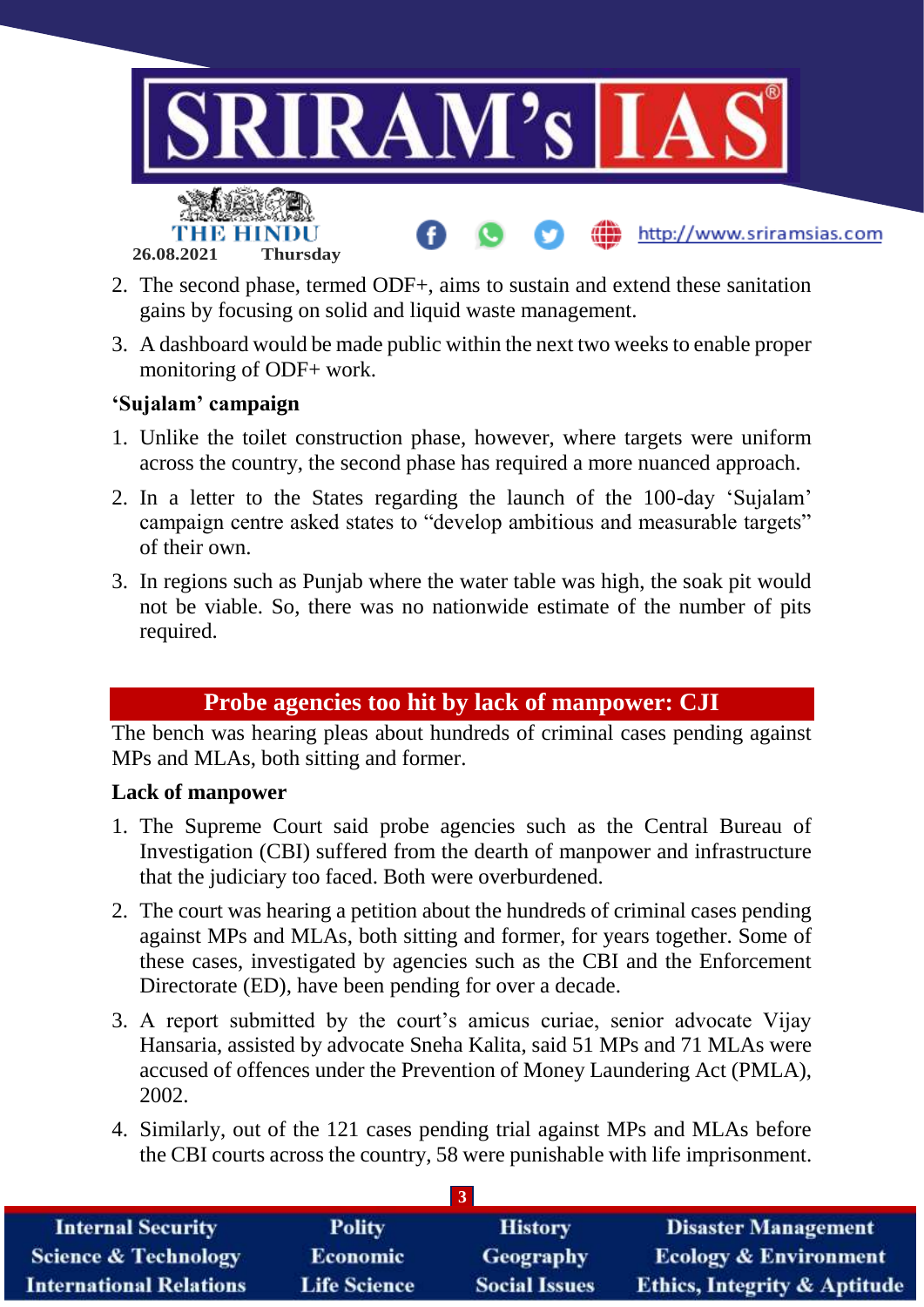2. The second phase, termed ODF+, aims to sustain and extend these sanitation gains by focusing on solid and liquid waste management.
3. A dashboard would be made public within the next two weeks to enable proper monitoring of ODF+ work.

**'Sujalam' campaign**

1. Unlike the toilet construction phase, however, where targets were uniform across the country, the second phase has required a more nuanced approach.
2. In a letter to the States regarding the launch of the 100-day 'Sujalam' campaign centre asked states to "develop ambitious and measurable targets" of their own.
3. In regions such as Punjab where the water table was high, the soak pit would not be viable. So, there was no nationwide estimate of the number of pits required.

## Probe agencies too hit by lack of manpower: CJI

The bench was hearing pleas about hundreds of criminal cases pending against MPs and MLAs, both sitting and former.

**Lack of manpower**

1. The Supreme Court said probe agencies such as the Central Bureau of Investigation (CBI) suffered from the dearth of manpower and infrastructure that the judiciary too faced. Both were overburdened.
2. The court was hearing a petition about the hundreds of criminal cases pending against MPs and MLAs, both sitting and former, for years together. Some of these cases, investigated by agencies such as the CBI and the Enforcement Directorate (ED), have been pending for over a decade.
3. A report submitted by the court's amicus curiae, senior advocate Vijay Hansaria, assisted by advocate Sneha Kalita, said 51 MPs and 71 MLAs were accused of offences under the Prevention of Money Laundering Act (PMLA), 2002.
4. Similarly, out of the 121 cases pending trial against MPs and MLAs before the CBI courts across the country, 58 were punishable with life imprisonment.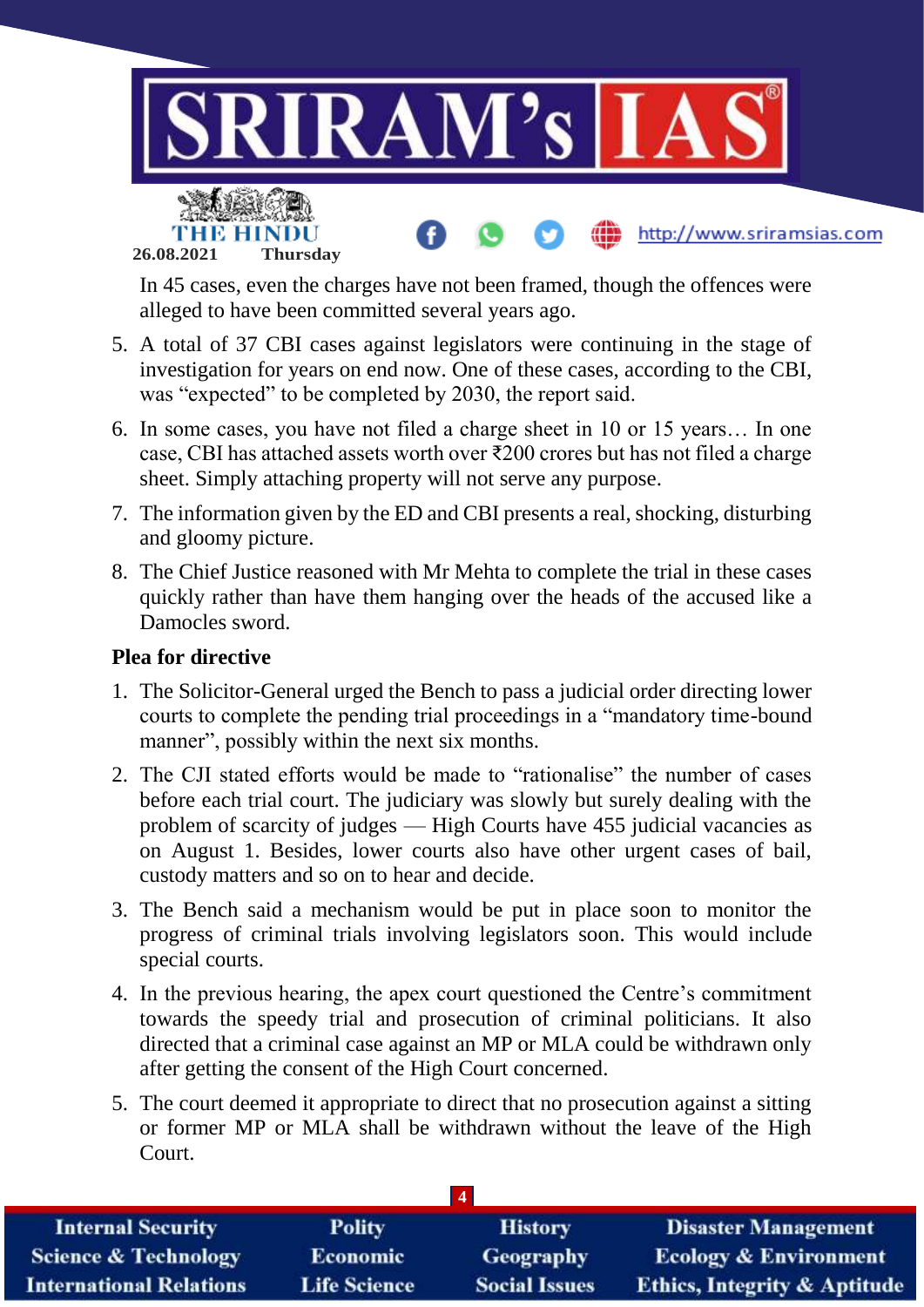In 45 cases, even the charges have not been framed, though the offences were alleged to have been committed several years ago.

5. A total of 37 CBI cases against legislators were continuing in the stage of investigation for years on end now. One of these cases, according to the CBI, was "expected" to be completed by 2030, the report said.
6. In some cases, you have not filed a charge sheet in 10 or 15 years… In one case, CBI has attached assets worth over ₹200 crores but has not filed a charge sheet. Simply attaching property will not serve any purpose.
7. The information given by the ED and CBI presents a real, shocking, disturbing and gloomy picture.
8. The Chief Justice reasoned with Mr Mehta to complete the trial in these cases quickly rather than have them hanging over the heads of the accused like a Damocles sword.

**Plea for directive**

1. The Solicitor-General urged the Bench to pass a judicial order directing lower courts to complete the pending trial proceedings in a "mandatory time-bound manner", possibly within the next six months.
2. The CJI stated efforts would be made to "rationalise" the number of cases before each trial court. The judiciary was slowly but surely dealing with the problem of scarcity of judges — High Courts have 455 judicial vacancies as on August 1. Besides, lower courts also have other urgent cases of bail, custody matters and so on to hear and decide.
3. The Bench said a mechanism would be put in place soon to monitor the progress of criminal trials involving legislators soon. This would include special courts.
4. In the previous hearing, the apex court questioned the Centre's commitment towards the speedy trial and prosecution of criminal politicians. It also directed that a criminal case against an MP or MLA could be withdrawn only after getting the consent of the High Court concerned.
5. The court deemed it appropriate to direct that no prosecution against a sitting or former MP or MLA shall be withdrawn without the leave of the High Court.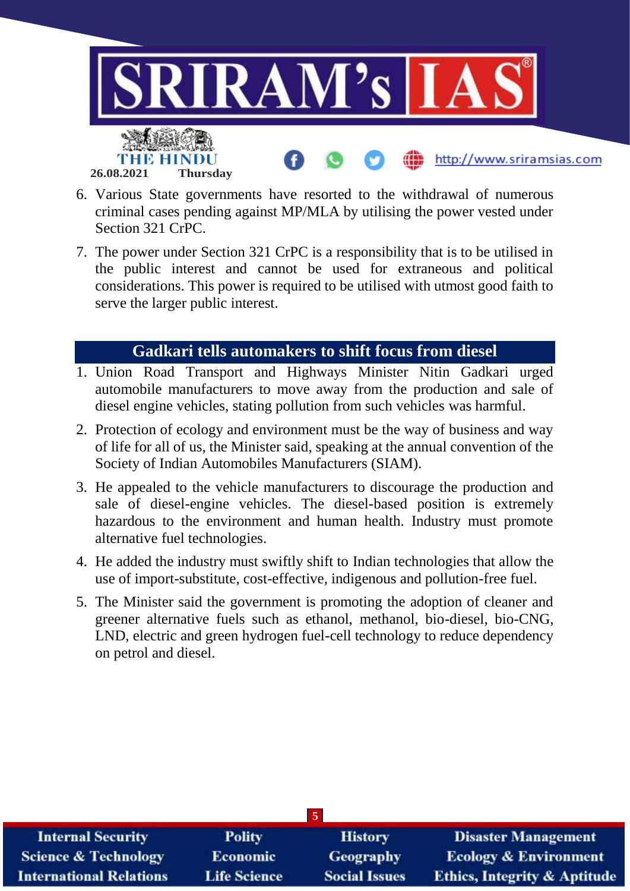6. Various State governments have resorted to the withdrawal of numerous criminal cases pending against MP/MLA by utilising the power vested under Section 321 CrPC.
7. The power under Section 321 CrPC is a responsibility that is to be utilised in the public interest and cannot be used for extraneous and political considerations. This power is required to be utilised with utmost good faith to serve the larger public interest.

## Gadkari tells automakers to shift focus from diesel

1. Union Road Transport and Highways Minister Nitin Gadkari urged automobile manufacturers to move away from the production and sale of diesel engine vehicles, stating pollution from such vehicles was harmful.
2. Protection of ecology and environment must be the way of business and way of life for all of us, the Minister said, speaking at the annual convention of the Society of Indian Automobiles Manufacturers (SIAM).
3. He appealed to the vehicle manufacturers to discourage the production and sale of diesel-engine vehicles. The diesel-based position is extremely hazardous to the environment and human health. Industry must promote alternative fuel technologies.
4. He added the industry must swiftly shift to Indian technologies that allow the use of import-substitute, cost-effective, indigenous and pollution-free fuel.
5. The Minister said the government is promoting the adoption of cleaner and greener alternative fuels such as ethanol, methanol, bio-diesel, bio-CNG, LND, electric and green hydrogen fuel-cell technology to reduce dependency on petrol and diesel.